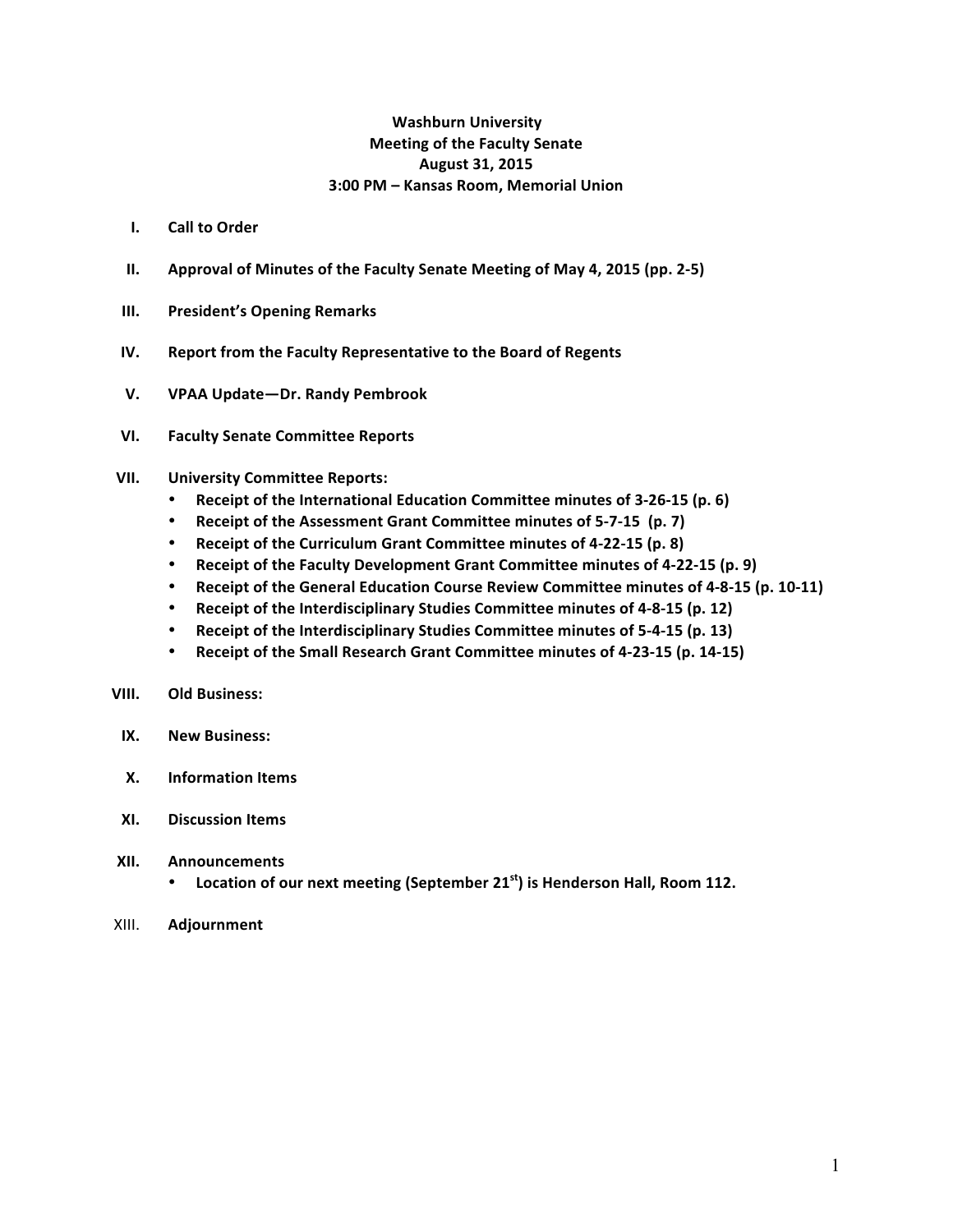**Washburn University**
**Meeting of the Faculty Senate**
**August 31, 2015**
**3:00 PM – Kansas Room, Memorial Union**

I. **Call to Order**

II. **Approval of Minutes of the Faculty Senate Meeting of May 4, 2015 (pp. 2-5)**

III. **President's Opening Remarks**

IV. **Report from the Faculty Representative to the Board of Regents**

V. **VPAA Update—Dr. Randy Pembrook**

VI. **Faculty Senate Committee Reports**

VII. **University Committee Reports:**
- **Receipt of the International Education Committee minutes of 3-26-15 (p. 6)**
- **Receipt of the Assessment Grant Committee minutes of 5-7-15 (p. 7)**
- **Receipt of the Curriculum Grant Committee minutes of 4-22-15 (p. 8)**
- **Receipt of the Faculty Development Grant Committee minutes of 4-22-15 (p. 9)**
- **Receipt of the General Education Course Review Committee minutes of 4-8-15 (p. 10-11)**
- **Receipt of the Interdisciplinary Studies Committee minutes of 4-8-15 (p. 12)**
- **Receipt of the Interdisciplinary Studies Committee minutes of 5-4-15 (p. 13)**
- **Receipt of the Small Research Grant Committee minutes of 4-23-15 (p. 14-15)**

VIII. **Old Business:**

IX. **New Business:**

X. **Information Items**

XI. **Discussion Items**

XII. **Announcements**
- **Location of our next meeting (September 21st) is Henderson Hall, Room 112.**

XIII. **Adjournment**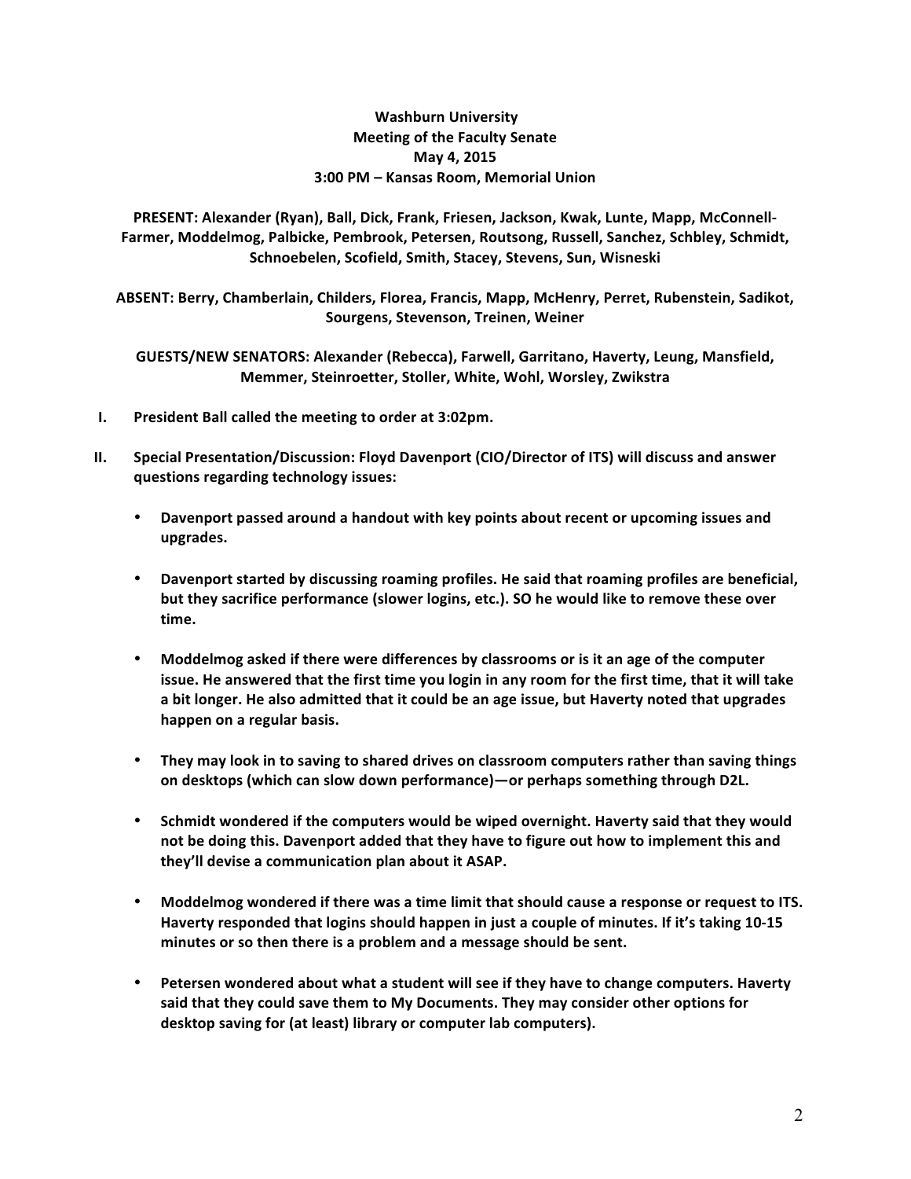**Washburn University**
**Meeting of the Faculty Senate**
**May 4, 2015**
**3:00 PM – Kansas Room, Memorial Union**

**PRESENT: Alexander (Ryan), Ball, Dick, Frank, Friesen, Jackson, Kwak, Lunte, Mapp, McConnell-Farmer, Moddelmog, Palbicke, Pembrook, Petersen, Routsong, Russell, Sanchez, Schbley, Schmidt, Schnoebelen, Scofield, Smith, Stacey, Stevens, Sun, Wisneski**

**ABSENT: Berry, Chamberlain, Childers, Florea, Francis, Mapp, McHenry, Perret, Rubenstein, Sadikot, Sourgens, Stevenson, Treinen, Weiner**

**GUESTS/NEW SENATORS: Alexander (Rebecca), Farwell, Garritano, Haverty, Leung, Mansfield, Memmer, Steinroetter, Stoller, White, Wohl, Worsley, Zwikstra**

I. **President Ball called the meeting to order at 3:02pm.**

II. **Special Presentation/Discussion: Floyd Davenport (CIO/Director of ITS) will discuss and answer questions regarding technology issues:**

- **Davenport passed around a handout with key points about recent or upcoming issues and upgrades.**

- **Davenport started by discussing roaming profiles. He said that roaming profiles are beneficial, but they sacrifice performance (slower logins, etc.). SO he would like to remove these over time.**

- **Moddelmog asked if there were differences by classrooms or is it an age of the computer issue. He answered that the first time you login in any room for the first time, that it will take a bit longer. He also admitted that it could be an age issue, but Haverty noted that upgrades happen on a regular basis.**

- **They may look in to saving to shared drives on classroom computers rather than saving things on desktops (which can slow down performance)—or perhaps something through D2L.**

- **Schmidt wondered if the computers would be wiped overnight. Haverty said that they would not be doing this. Davenport added that they have to figure out how to implement this and they'll devise a communication plan about it ASAP.**

- **Moddelmog wondered if there was a time limit that should cause a response or request to ITS. Haverty responded that logins should happen in just a couple of minutes. If it's taking 10-15 minutes or so then there is a problem and a message should be sent.**

- **Petersen wondered about what a student will see if they have to change computers. Haverty said that they could save them to My Documents. They may consider other options for desktop saving for (at least) library or computer lab computers).**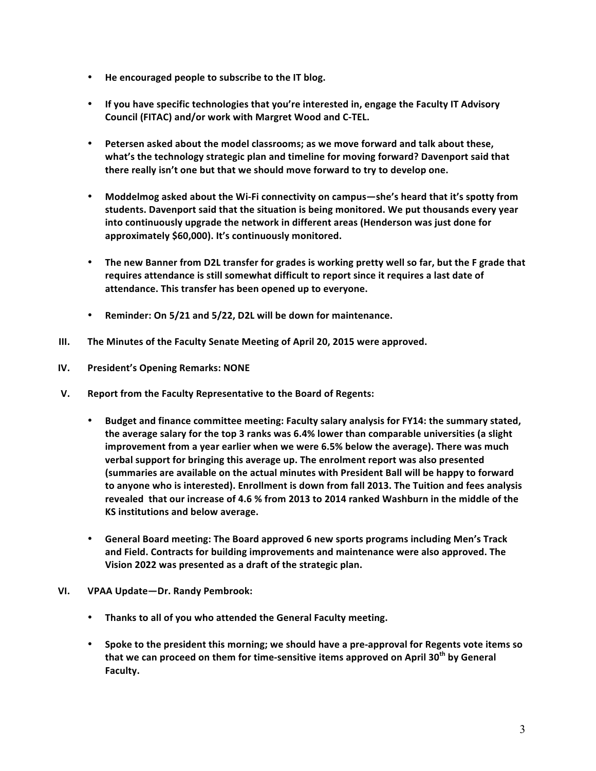- **He encouraged people to subscribe to the IT blog.**

- **If you have specific technologies that you're interested in, engage the Faculty IT Advisory Council (FITAC) and/or work with Margret Wood and C-TEL.**

- **Petersen asked about the model classrooms; as we move forward and talk about these, what's the technology strategic plan and timeline for moving forward? Davenport said that there really isn't one but that we should move forward to try to develop one.**

- **Moddelmog asked about the Wi-Fi connectivity on campus—she's heard that it's spotty from students. Davenport said that the situation is being monitored. We put thousands every year into continuously upgrade the network in different areas (Henderson was just done for approximately $60,000). It's continuously monitored.**

- **The new Banner from D2L transfer for grades is working pretty well so far, but the F grade that requires attendance is still somewhat difficult to report since it requires a last date of attendance. This transfer has been opened up to everyone.**

- **Reminder: On 5/21 and 5/22, D2L will be down for maintenance.**

**III. The Minutes of the Faculty Senate Meeting of April 20, 2015 were approved.**

**IV. President's Opening Remarks: NONE**

**V. Report from the Faculty Representative to the Board of Regents:**

- **Budget and finance committee meeting: Faculty salary analysis for FY14: the summary stated, the average salary for the top 3 ranks was 6.4% lower than comparable universities (a slight improvement from a year earlier when we were 6.5% below the average). There was much verbal support for bringing this average up. The enrolment report was also presented (summaries are available on the actual minutes with President Ball will be happy to forward to anyone who is interested). Enrollment is down from fall 2013. The Tuition and fees analysis revealed that our increase of 4.6 % from 2013 to 2014 ranked Washburn in the middle of the KS institutions and below average.**

- **General Board meeting: The Board approved 6 new sports programs including Men's Track and Field. Contracts for building improvements and maintenance were also approved. The Vision 2022 was presented as a draft of the strategic plan.**

**VI. VPAA Update—Dr. Randy Pembrook:**

- **Thanks to all of you who attended the General Faculty meeting.**

- **Spoke to the president this morning; we should have a pre-approval for Regents vote items so that we can proceed on them for time-sensitive items approved on April 30th by General Faculty.**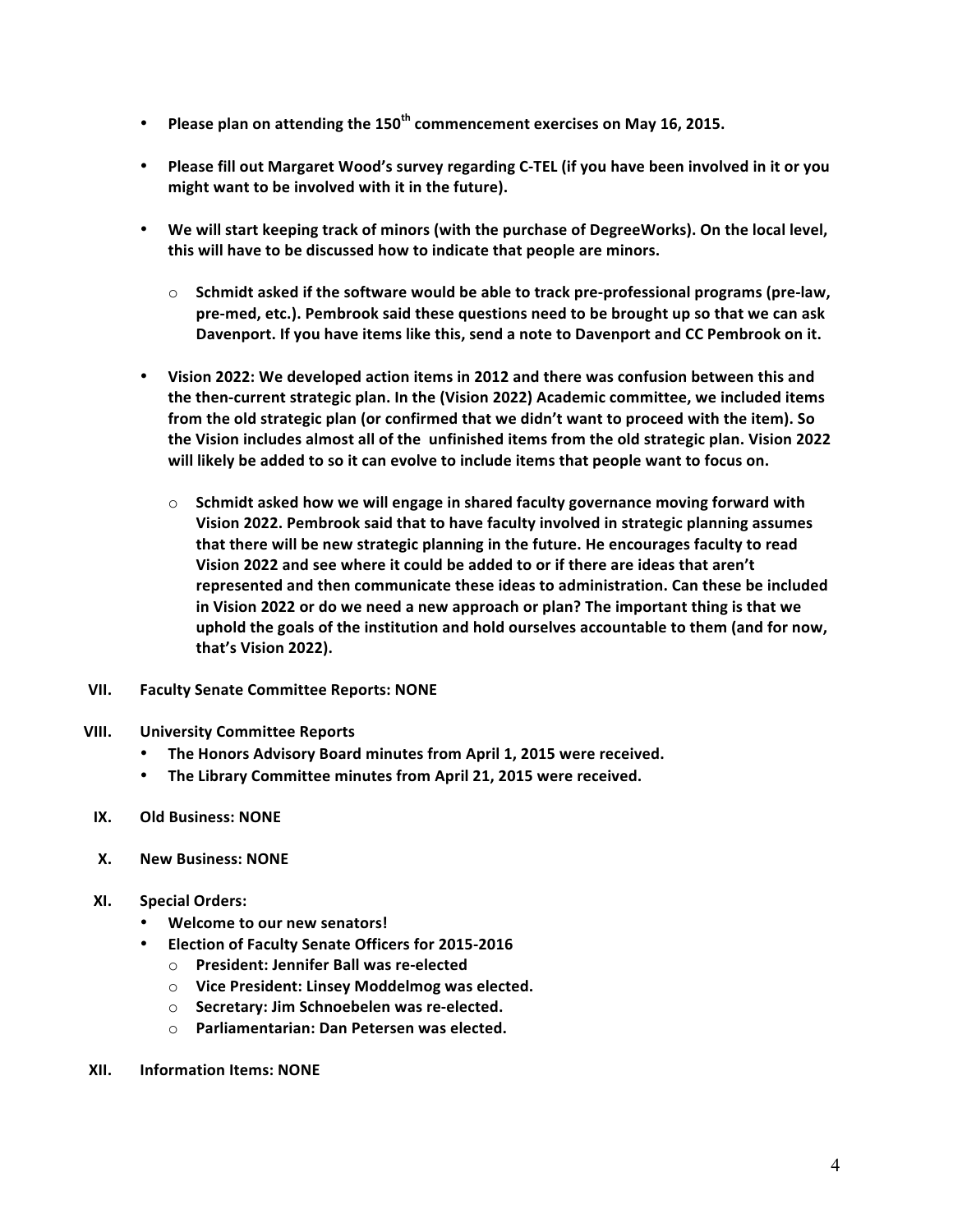- **Please plan on attending the 150th commencement exercises on May 16, 2015.**

- **Please fill out Margaret Wood's survey regarding C-TEL (if you have been involved in it or you might want to be involved with it in the future).**

- **We will start keeping track of minors (with the purchase of DegreeWorks). On the local level, this will have to be discussed how to indicate that people are minors.**

  - **Schmidt asked if the software would be able to track pre-professional programs (pre-law, pre-med, etc.). Pembrook said these questions need to be brought up so that we can ask Davenport. If you have items like this, send a note to Davenport and CC Pembrook on it.**

- **Vision 2022: We developed action items in 2012 and there was confusion between this and the then-current strategic plan. In the (Vision 2022) Academic committee, we included items from the old strategic plan (or confirmed that we didn't want to proceed with the item). So the Vision includes almost all of the unfinished items from the old strategic plan. Vision 2022 will likely be added to so it can evolve to include items that people want to focus on.**

  - **Schmidt asked how we will engage in shared faculty governance moving forward with Vision 2022. Pembrook said that to have faculty involved in strategic planning assumes that there will be new strategic planning in the future. He encourages faculty to read Vision 2022 and see where it could be added to or if there are ideas that aren't represented and then communicate these ideas to administration. Can these be included in Vision 2022 or do we need a new approach or plan? The important thing is that we uphold the goals of the institution and hold ourselves accountable to them (and for now, that's Vision 2022).**

**VII. Faculty Senate Committee Reports: NONE**

**VIII. University Committee Reports**

- **The Honors Advisory Board minutes from April 1, 2015 were received.**
- **The Library Committee minutes from April 21, 2015 were received.**

**IX. Old Business: NONE**

**X. New Business: NONE**

**XI. Special Orders:**

- **Welcome to our new senators!**
- **Election of Faculty Senate Officers for 2015-2016**
  - **President: Jennifer Ball was re-elected**
  - **Vice President: Linsey Moddelmog was elected.**
  - **Secretary: Jim Schnoebelen was re-elected.**
  - **Parliamentarian: Dan Petersen was elected.**

**XII. Information Items: NONE**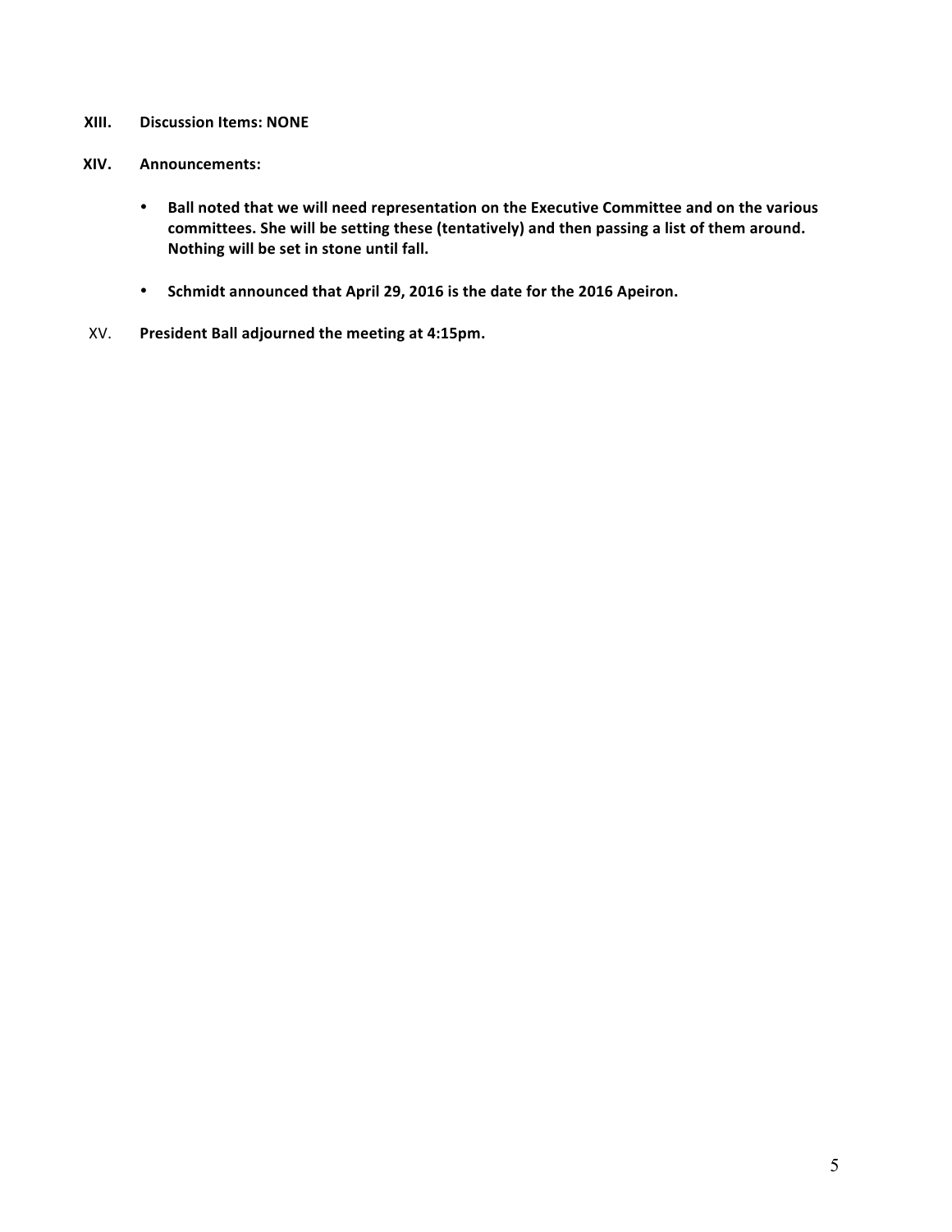**XIII. Discussion Items: NONE**

**XIV. Announcements:**

- **Ball noted that we will need representation on the Executive Committee and on the various committees. She will be setting these (tentatively) and then passing a list of them around. Nothing will be set in stone until fall.**

- **Schmidt announced that April 29, 2016 is the date for the 2016 Apeiron.**

XV. **President Ball adjourned the meeting at 4:15pm.**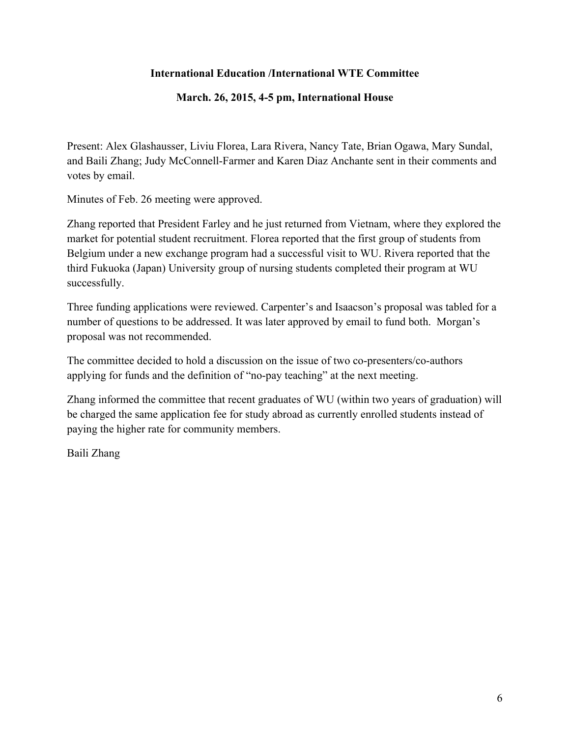**International Education /International WTE Committee**

**March. 26, 2015, 4-5 pm, International House**

Present: Alex Glashausser, Liviu Florea, Lara Rivera, Nancy Tate, Brian Ogawa, Mary Sundal, and Baili Zhang; Judy McConnell-Farmer and Karen Diaz Anchante sent in their comments and votes by email.

Minutes of Feb. 26 meeting were approved.

Zhang reported that President Farley and he just returned from Vietnam, where they explored the market for potential student recruitment. Florea reported that the first group of students from Belgium under a new exchange program had a successful visit to WU. Rivera reported that the third Fukuoka (Japan) University group of nursing students completed their program at WU successfully.

Three funding applications were reviewed. Carpenter's and Isaacson's proposal was tabled for a number of questions to be addressed. It was later approved by email to fund both. Morgan's proposal was not recommended.

The committee decided to hold a discussion on the issue of two co-presenters/co-authors applying for funds and the definition of "no-pay teaching" at the next meeting.

Zhang informed the committee that recent graduates of WU (within two years of graduation) will be charged the same application fee for study abroad as currently enrolled students instead of paying the higher rate for community members.

Baili Zhang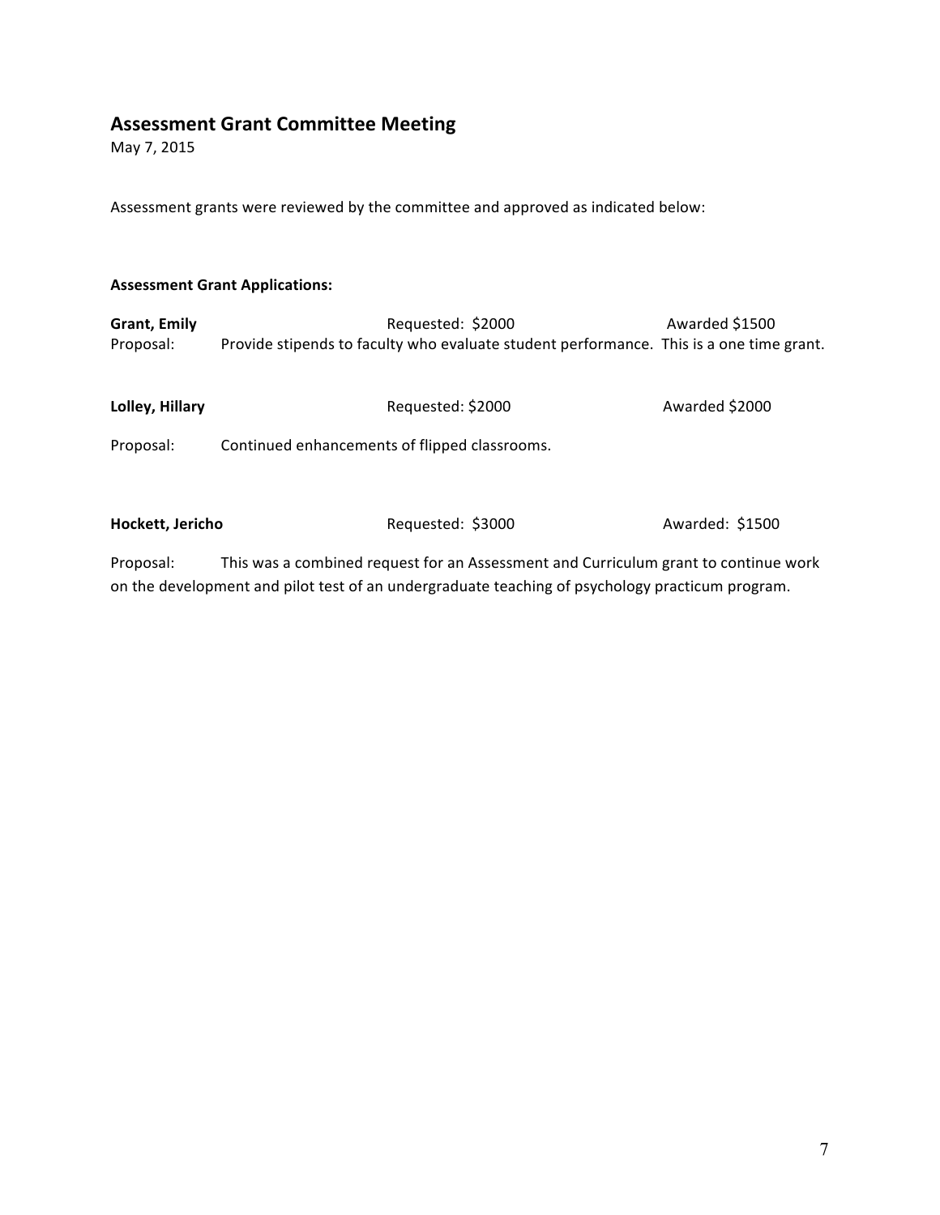## Assessment Grant Committee Meeting

May 7, 2015

Assessment grants were reviewed by the committee and approved as indicated below:

**Assessment Grant Applications:**

**Grant, Emily** Requested: $2000 Awarded $1500

Proposal: Provide stipends to faculty who evaluate student performance. This is a one time grant.

**Lolley, Hillary** Requested: $2000 Awarded $2000

Proposal: Continued enhancements of flipped classrooms.

**Hockett, Jericho** Requested: $3000 Awarded: $1500

Proposal: This was a combined request for an Assessment and Curriculum grant to continue work on the development and pilot test of an undergraduate teaching of psychology practicum program.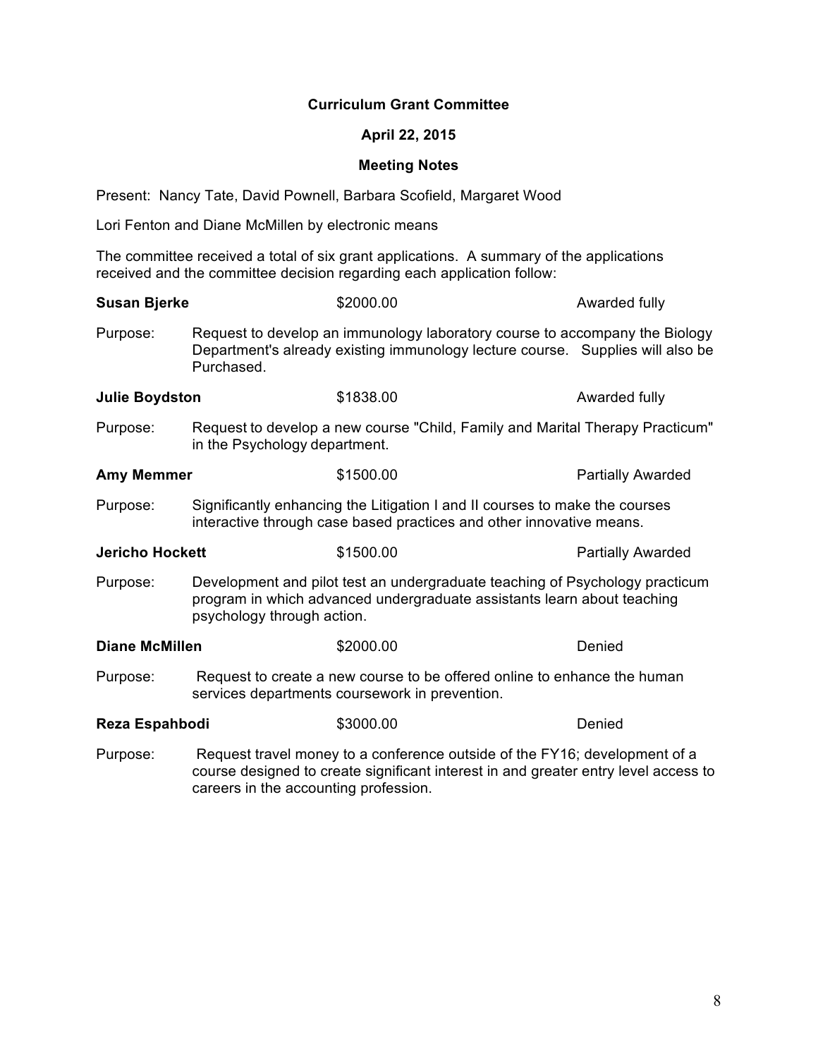**Curriculum Grant Committee**

**April 22, 2015**

**Meeting Notes**

Present: Nancy Tate, David Pownell, Barbara Scofield, Margaret Wood

Lori Fenton and Diane McMillen by electronic means

The committee received a total of six grant applications. A summary of the applications received and the committee decision regarding each application follow:

**Susan Bjerke** $2000.00 Awarded fully

Purpose: Request to develop an immunology laboratory course to accompany the Biology Department's already existing immunology lecture course. Supplies will also be Purchased.

**Julie Boydston** $1838.00 Awarded fully

Purpose: Request to develop a new course "Child, Family and Marital Therapy Practicum" in the Psychology department.

**Amy Memmer** $1500.00 Partially Awarded

Purpose: Significantly enhancing the Litigation I and II courses to make the courses interactive through case based practices and other innovative means.

**Jericho Hockett** $1500.00 Partially Awarded

Purpose: Development and pilot test an undergraduate teaching of Psychology practicum program in which advanced undergraduate assistants learn about teaching psychology through action.

**Diane McMillen** $2000.00 Denied

Purpose: Request to create a new course to be offered online to enhance the human services departments coursework in prevention.

**Reza Espahbodi** $3000.00 Denied

Purpose: Request travel money to a conference outside of the FY16; development of a course designed to create significant interest in and greater entry level access to careers in the accounting profession.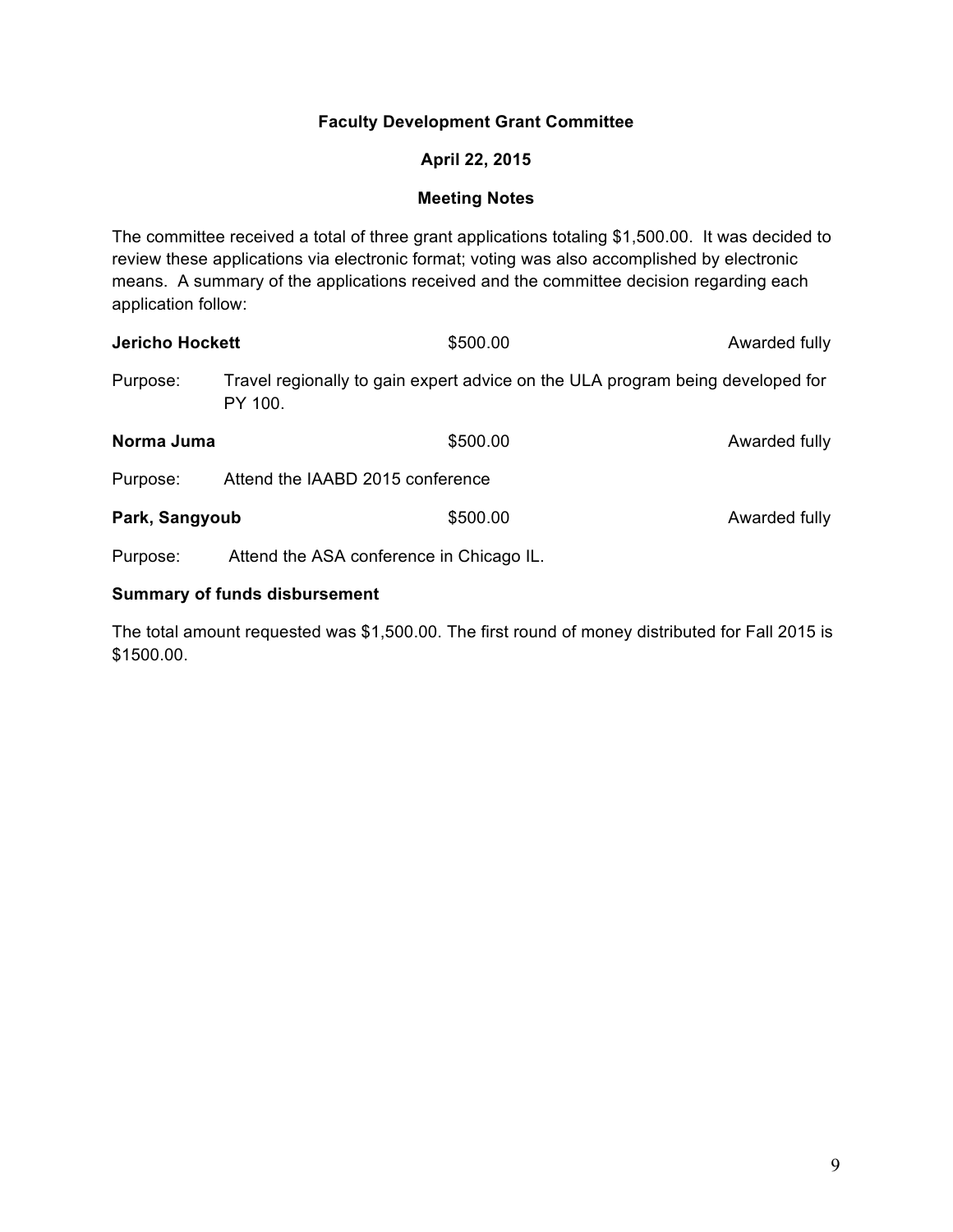**Faculty Development Grant Committee**

**April 22, 2015**

**Meeting Notes**

The committee received a total of three grant applications totaling $1,500.00. It was decided to review these applications via electronic format; voting was also accomplished by electronic means. A summary of the applications received and the committee decision regarding each application follow:

**Jericho Hockett** $500.00 Awarded fully

Purpose: Travel regionally to gain expert advice on the ULA program being developed for PY 100.

**Norma Juma** $500.00 Awarded fully

Purpose: Attend the IAABD 2015 conference

**Park, Sangyoub** $500.00 Awarded fully

Purpose: Attend the ASA conference in Chicago IL.

**Summary of funds disbursement**

The total amount requested was $1,500.00. The first round of money distributed for Fall 2015 is $1500.00.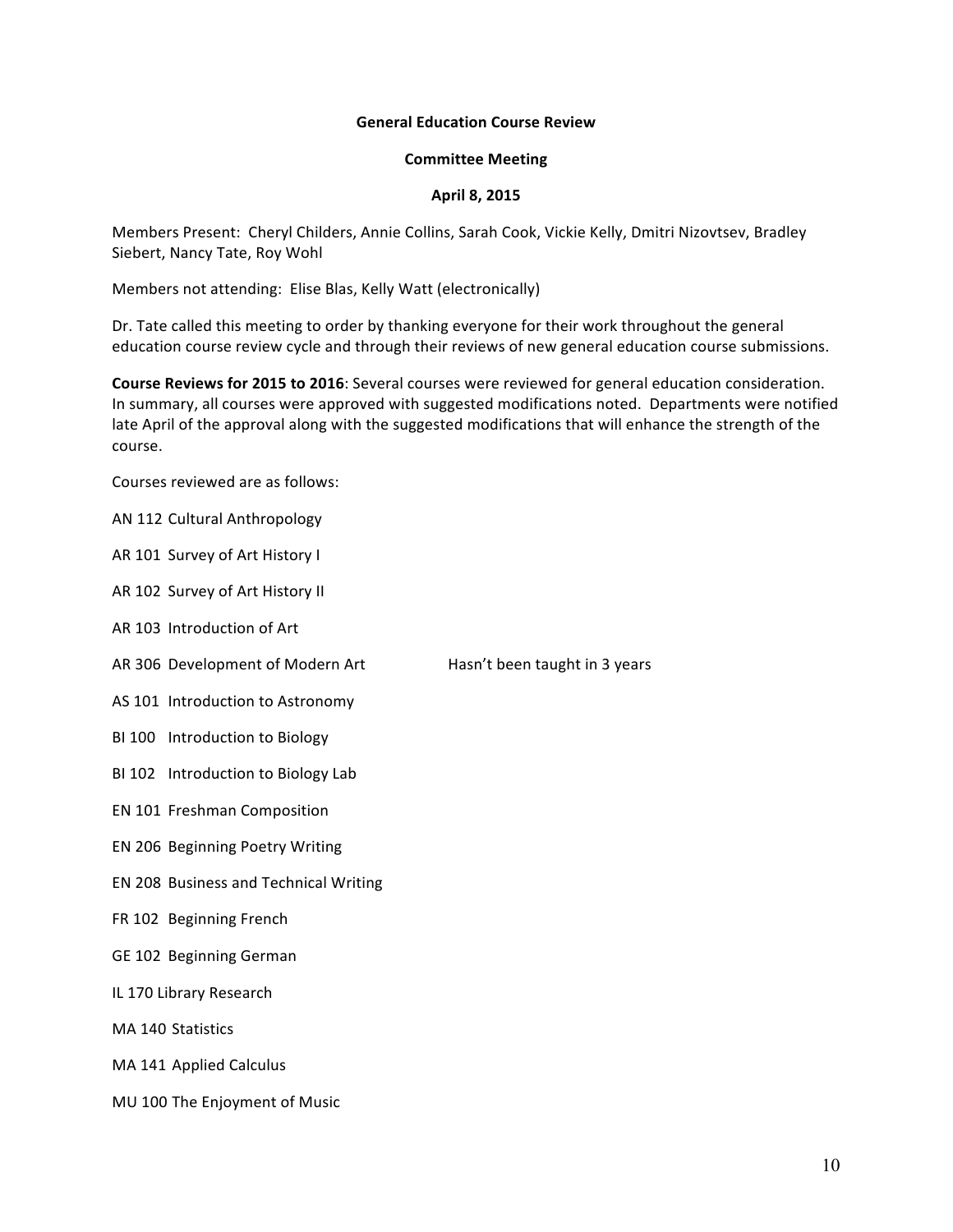**General Education Course Review**

**Committee Meeting**

**April 8, 2015**

Members Present: Cheryl Childers, Annie Collins, Sarah Cook, Vickie Kelly, Dmitri Nizovtsev, Bradley Siebert, Nancy Tate, Roy Wohl

Members not attending: Elise Blas, Kelly Watt (electronically)

Dr. Tate called this meeting to order by thanking everyone for their work throughout the general education course review cycle and through their reviews of new general education course submissions.

**Course Reviews for 2015 to 2016**: Several courses were reviewed for general education consideration. In summary, all courses were approved with suggested modifications noted. Departments were notified late April of the approval along with the suggested modifications that will enhance the strength of the course.

Courses reviewed are as follows:

AN 112 Cultural Anthropology

AR 101 Survey of Art History I

AR 102 Survey of Art History II

AR 103 Introduction of Art

AR 306 Development of Modern Art — Hasn't been taught in 3 years

AS 101 Introduction to Astronomy

BI 100 Introduction to Biology

BI 102 Introduction to Biology Lab

EN 101 Freshman Composition

EN 206 Beginning Poetry Writing

EN 208 Business and Technical Writing

FR 102 Beginning French

GE 102 Beginning German

IL 170 Library Research

MA 140 Statistics

MA 141 Applied Calculus

MU 100 The Enjoyment of Music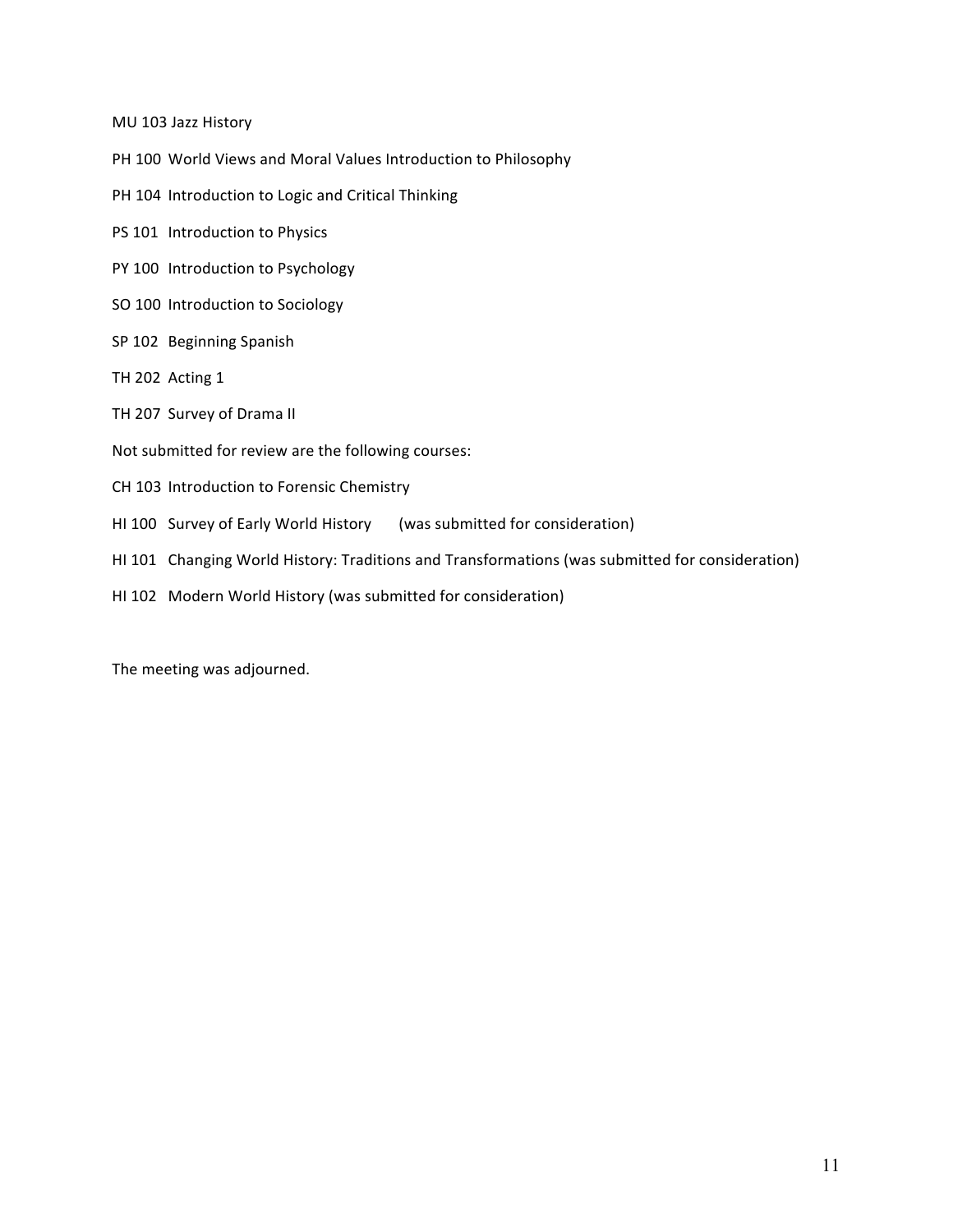MU 103 Jazz History

PH 100 World Views and Moral Values Introduction to Philosophy

PH 104 Introduction to Logic and Critical Thinking

PS 101 Introduction to Physics

PY 100 Introduction to Psychology

SO 100 Introduction to Sociology

SP 102 Beginning Spanish

TH 202 Acting 1

TH 207 Survey of Drama II

Not submitted for review are the following courses:

CH 103 Introduction to Forensic Chemistry

HI 100 Survey of Early World History (was submitted for consideration)

HI 101 Changing World History: Traditions and Transformations (was submitted for consideration)

HI 102 Modern World History (was submitted for consideration)

The meeting was adjourned.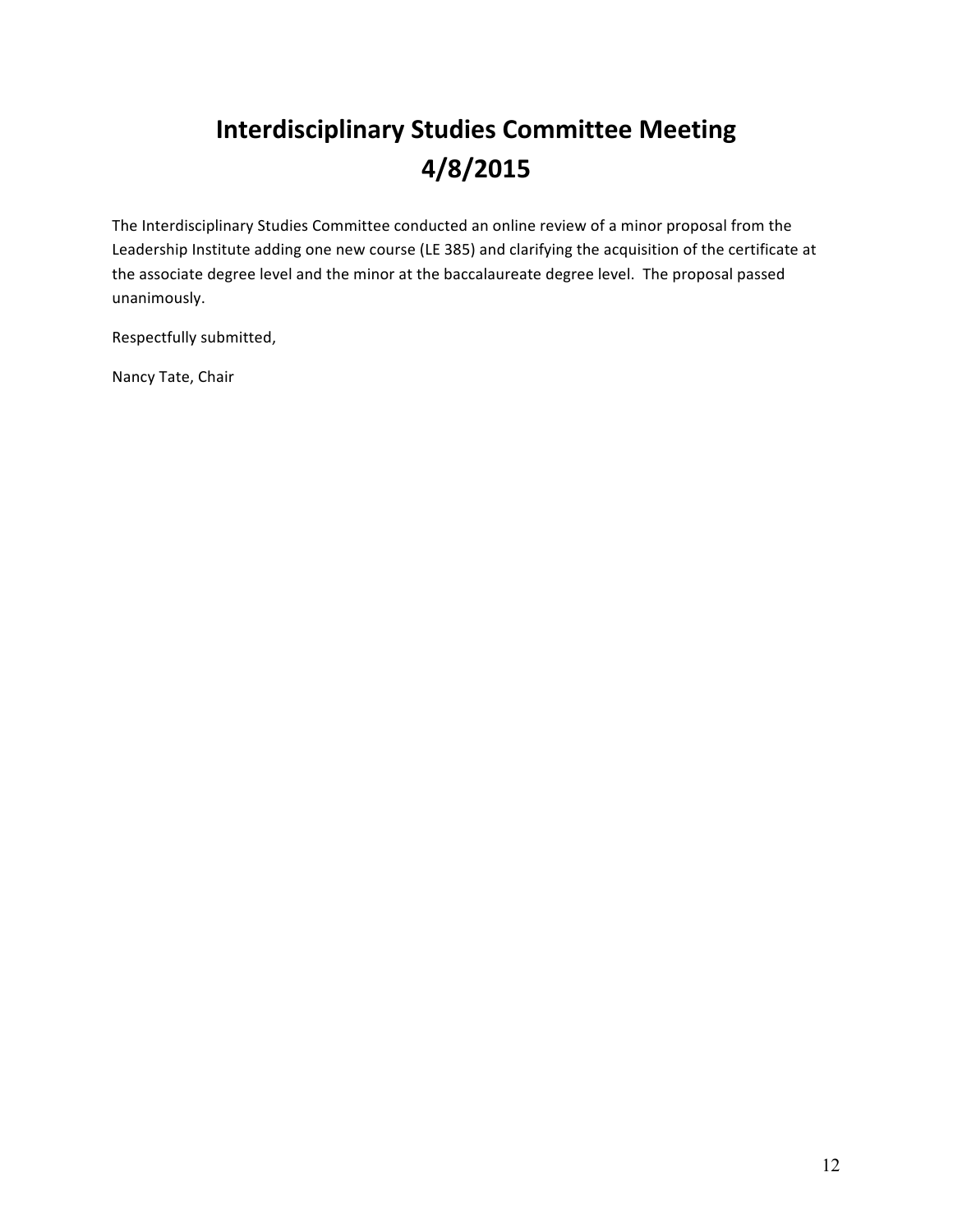# Interdisciplinary Studies Committee Meeting
# 4/8/2015

The Interdisciplinary Studies Committee conducted an online review of a minor proposal from the Leadership Institute adding one new course (LE 385) and clarifying the acquisition of the certificate at the associate degree level and the minor at the baccalaureate degree level. The proposal passed unanimously.

Respectfully submitted,

Nancy Tate, Chair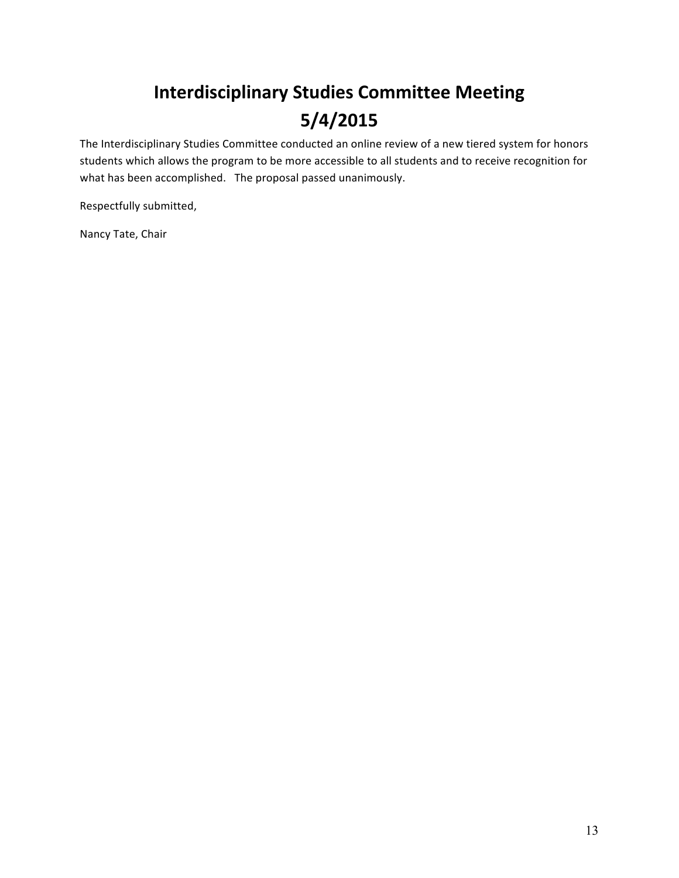# Interdisciplinary Studies Committee Meeting 5/4/2015

The Interdisciplinary Studies Committee conducted an online review of a new tiered system for honors students which allows the program to be more accessible to all students and to receive recognition for what has been accomplished. The proposal passed unanimously.

Respectfully submitted,

Nancy Tate, Chair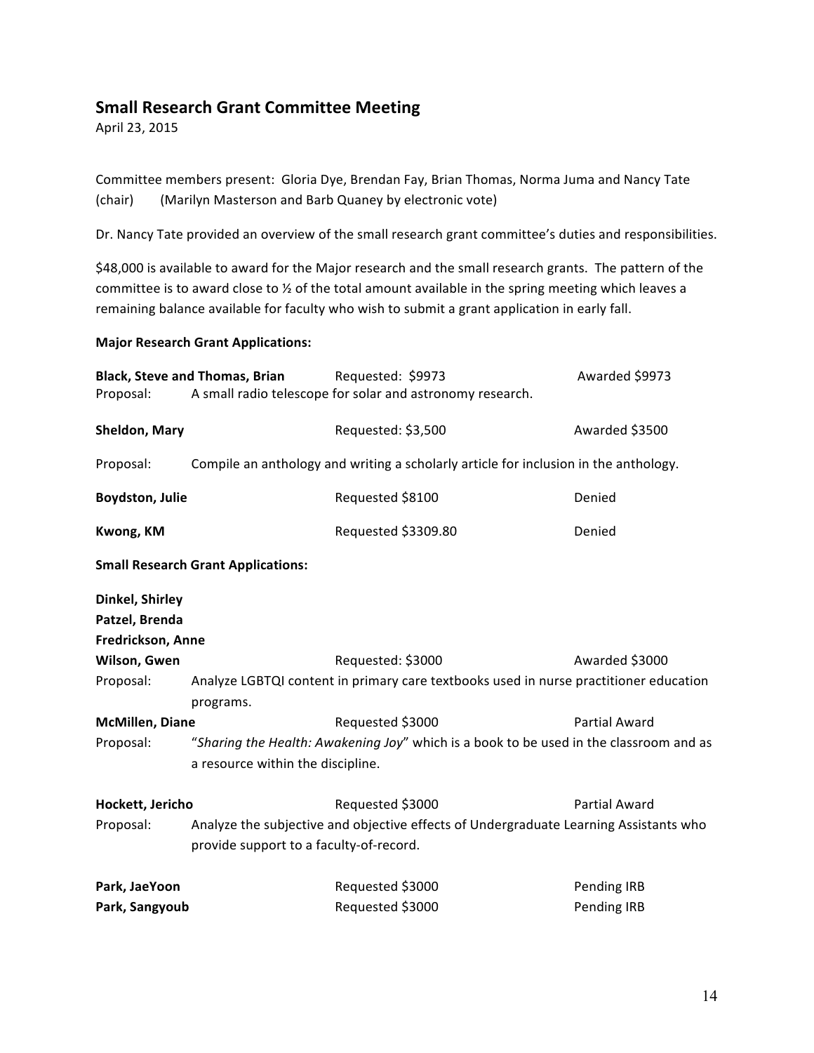## Small Research Grant Committee Meeting

April 23, 2015

Committee members present: Gloria Dye, Brendan Fay, Brian Thomas, Norma Juma and Nancy Tate (chair) (Marilyn Masterson and Barb Quaney by electronic vote)

Dr. Nancy Tate provided an overview of the small research grant committee's duties and responsibilities.

$48,000 is available to award for the Major research and the small research grants. The pattern of the committee is to award close to ½ of the total amount available in the spring meeting which leaves a remaining balance available for faculty who wish to submit a grant application in early fall.

**Major Research Grant Applications:**

**Black, Steve and Thomas, Brian** Requested: $9973 Awarded $9973

Proposal: A small radio telescope for solar and astronomy research.

**Sheldon, Mary** Requested: $3,500 Awarded $3500

Proposal: Compile an anthology and writing a scholarly article for inclusion in the anthology.

**Boydston, Julie** Requested $8100 Denied

**Kwong, KM** Requested $3309.80 Denied

**Small Research Grant Applications:**

**Dinkel, Shirley**
**Patzel, Brenda**
**Fredrickson, Anne**
**Wilson, Gwen** Requested: $3000 Awarded $3000

Proposal: Analyze LGBTQI content in primary care textbooks used in nurse practitioner education programs.

**McMillen, Diane** Requested $3000 Partial Award

Proposal: "*Sharing the Health: Awakening Joy*" which is a book to be used in the classroom and as a resource within the discipline.

**Hockett, Jericho** Requested $3000 Partial Award

Proposal: Analyze the subjective and objective effects of Undergraduate Learning Assistants who provide support to a faculty-of-record.

**Park, JaeYoon** Requested $3000 Pending IRB
**Park, Sangyoub** Requested $3000 Pending IRB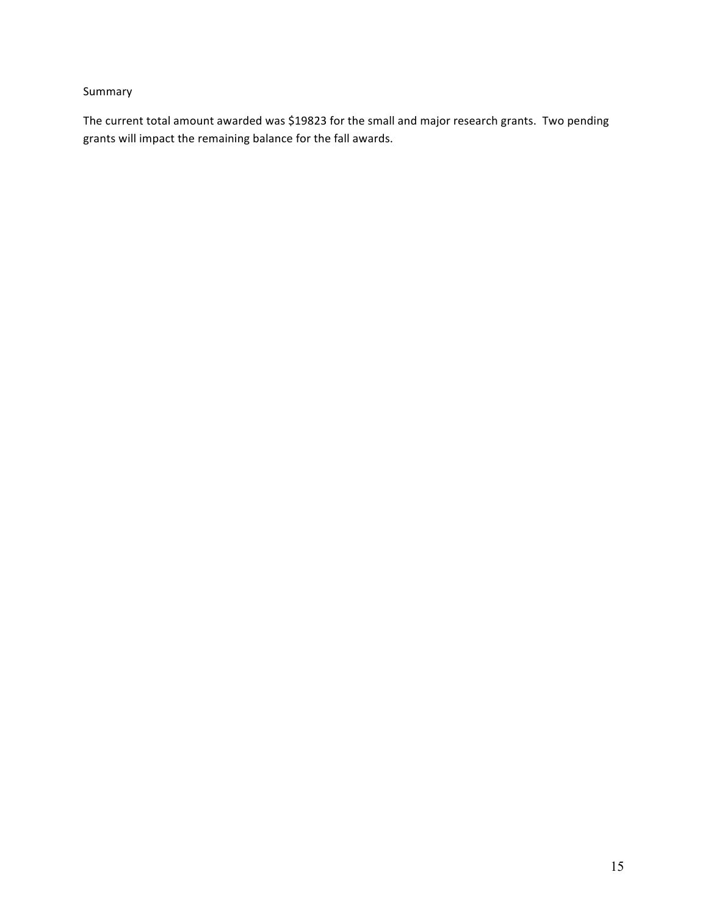Summary

The current total amount awarded was $19823 for the small and major research grants.  Two pending grants will impact the remaining balance for the fall awards.